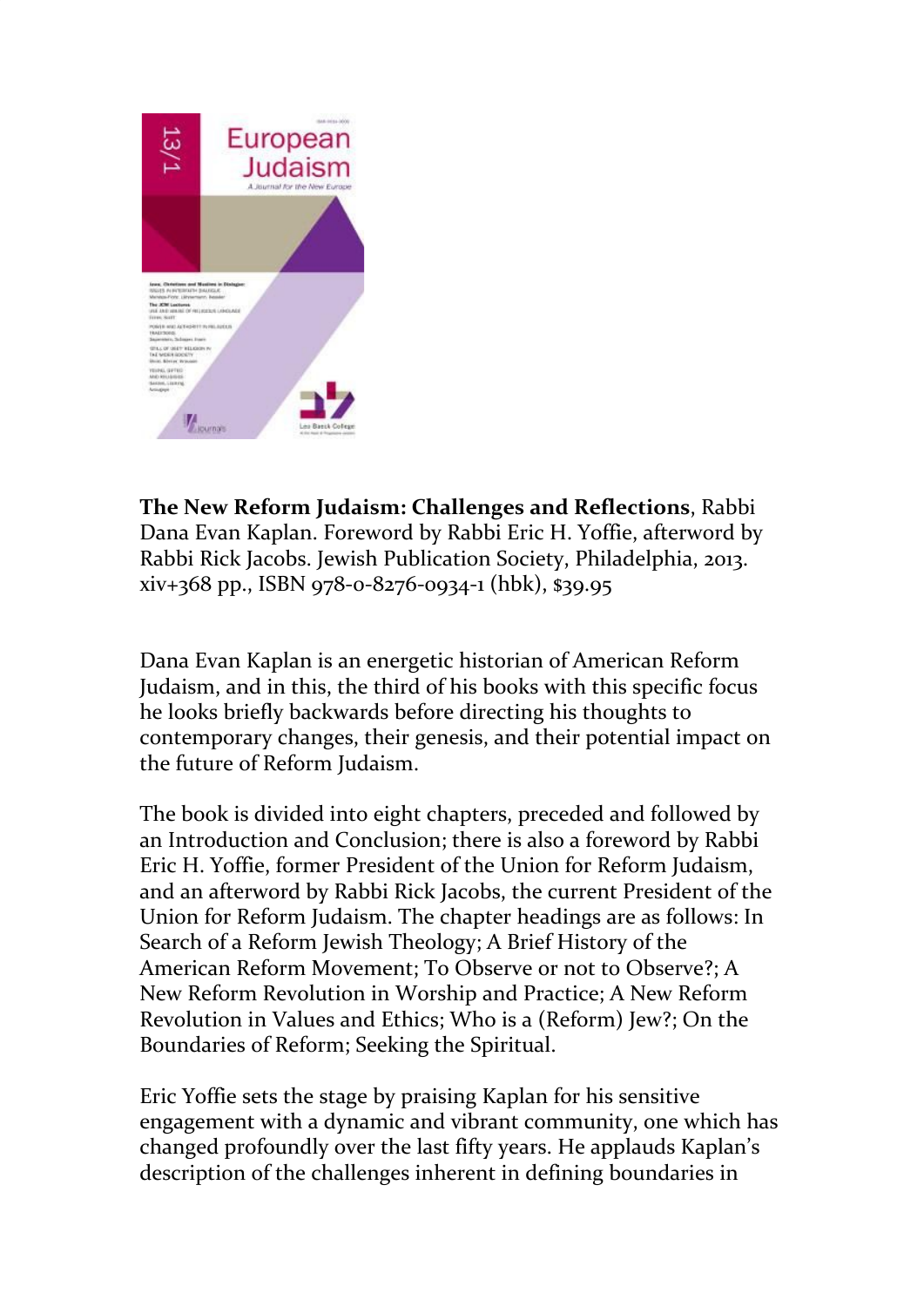**The New Reform Judaism: Challenges and Reflections**, Rabbi Dana Evan Kaplan. Foreword by Rabbi Eric H. Yoffie, afterword by Rabbi Rick Jacobs. Jewish Publication Society, Philadelphia, 2013. xiv+368 pp., ISBN 978-0-8276-0934-1 (hbk), $39.95

Dana Evan Kaplan is an energetic historian of American Reform Judaism, and in this, the third of his books with this specific focus he looks briefly backwards before directing his thoughts to contemporary changes, their genesis, and their potential impact on the future of Reform Judaism.

The book is divided into eight chapters, preceded and followed by an Introduction and Conclusion; there is also a foreword by Rabbi Eric H. Yoffie, former President of the Union for Reform Judaism, and an afterword by Rabbi Rick Jacobs, the current President of the Union for Reform Judaism. The chapter headings are as follows: In Search of a Reform Jewish Theology; A Brief History of the American Reform Movement; To Observe or not to Observe?; A New Reform Revolution in Worship and Practice; A New Reform Revolution in Values and Ethics; Who is a (Reform) Jew?; On the Boundaries of Reform; Seeking the Spiritual.

Eric Yoffie sets the stage by praising Kaplan for his sensitive engagement with a dynamic and vibrant community, one which has changed profoundly over the last fifty years. He applauds Kaplan's description of the challenges inherent in defining boundaries in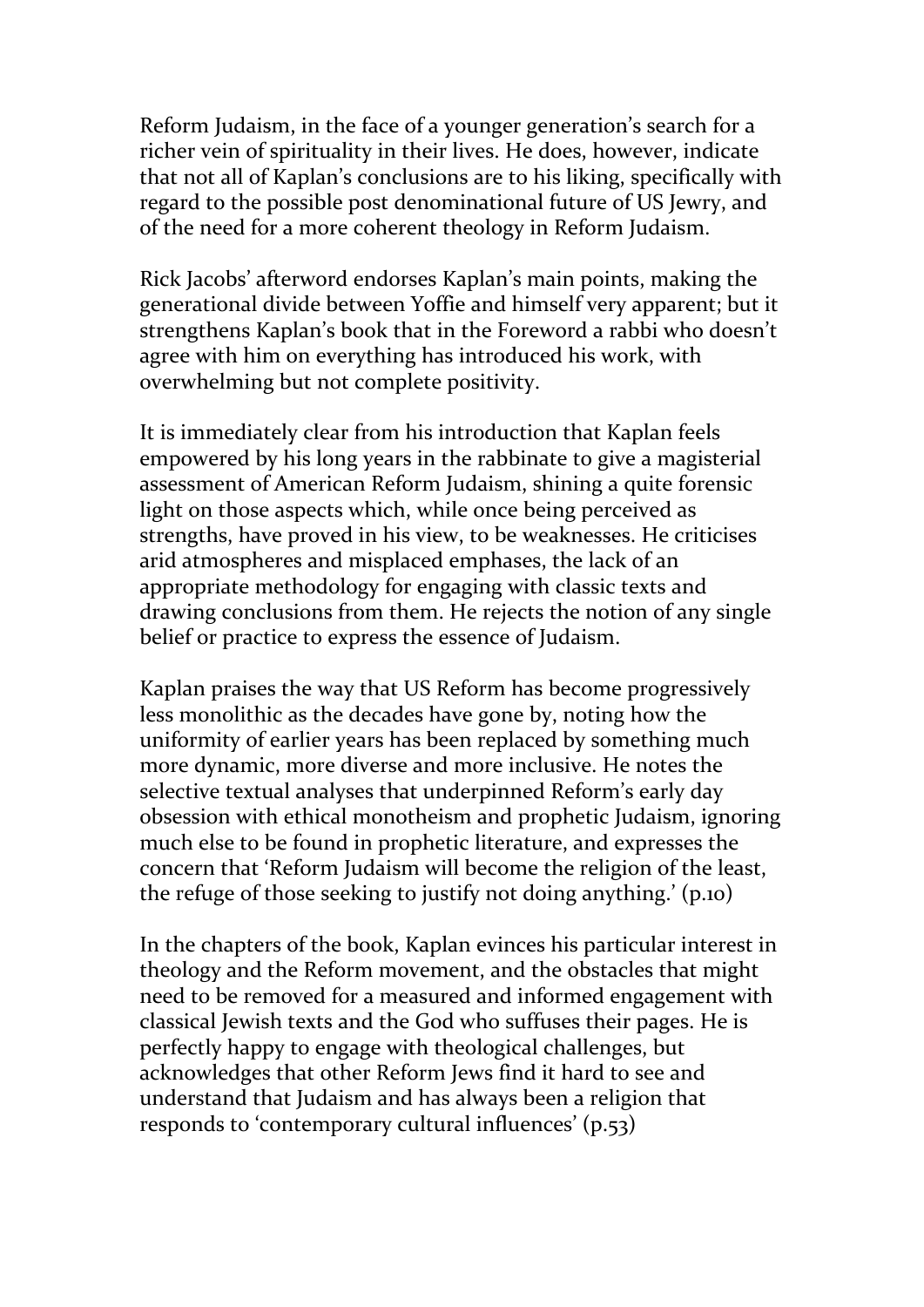Reform Judaism, in the face of a younger generation's search for a richer vein of spirituality in their lives. He does, however, indicate that not all of Kaplan's conclusions are to his liking, specifically with regard to the possible post denominational future of US Jewry, and of the need for a more coherent theology in Reform Judaism.

Rick Jacobs' afterword endorses Kaplan's main points, making the generational divide between Yoffie and himself very apparent; but it strengthens Kaplan's book that in the Foreword a rabbi who doesn't agree with him on everything has introduced his work, with overwhelming but not complete positivity.

It is immediately clear from his introduction that Kaplan feels empowered by his long years in the rabbinate to give a magisterial assessment of American Reform Judaism, shining a quite forensic light on those aspects which, while once being perceived as strengths, have proved in his view, to be weaknesses. He criticises arid atmospheres and misplaced emphases, the lack of an appropriate methodology for engaging with classic texts and drawing conclusions from them. He rejects the notion of any single belief or practice to express the essence of Judaism.

Kaplan praises the way that US Reform has become progressively less monolithic as the decades have gone by, noting how the uniformity of earlier years has been replaced by something much more dynamic, more diverse and more inclusive. He notes the selective textual analyses that underpinned Reform's early day obsession with ethical monotheism and prophetic Judaism, ignoring much else to be found in prophetic literature, and expresses the concern that 'Reform Judaism will become the religion of the least, the refuge of those seeking to justify not doing anything.' (p.10)

In the chapters of the book, Kaplan evinces his particular interest in theology and the Reform movement, and the obstacles that might need to be removed for a measured and informed engagement with classical Jewish texts and the God who suffuses their pages. He is perfectly happy to engage with theological challenges, but acknowledges that other Reform Jews find it hard to see and understand that Judaism and has always been a religion that responds to 'contemporary cultural influences' (p.53)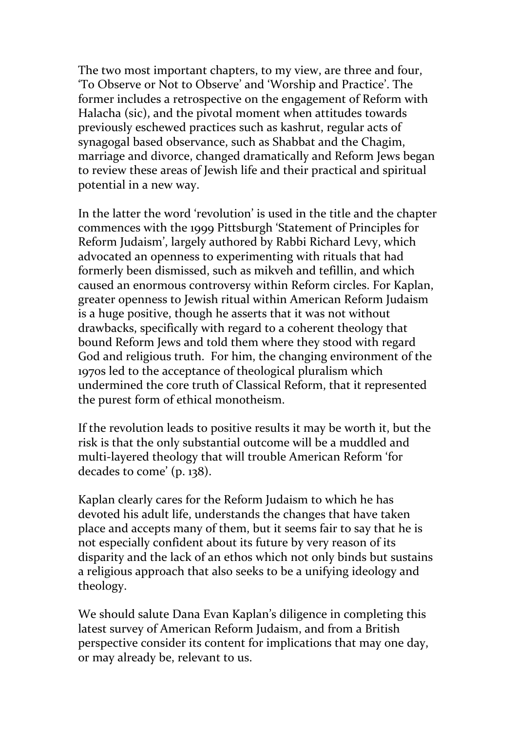The two most important chapters, to my view, are three and four, 'To Observe or Not to Observe' and 'Worship and Practice'. The former includes a retrospective on the engagement of Reform with Halacha (sic), and the pivotal moment when attitudes towards previously eschewed practices such as kashrut, regular acts of synagogal based observance, such as Shabbat and the Chagim, marriage and divorce, changed dramatically and Reform Jews began to review these areas of Jewish life and their practical and spiritual potential in a new way.

In the latter the word 'revolution' is used in the title and the chapter commences with the 1999 Pittsburgh 'Statement of Principles for Reform Judaism', largely authored by Rabbi Richard Levy, which advocated an openness to experimenting with rituals that had formerly been dismissed, such as mikveh and tefillin, and which caused an enormous controversy within Reform circles. For Kaplan, greater openness to Jewish ritual within American Reform Judaism is a huge positive, though he asserts that it was not without drawbacks, specifically with regard to a coherent theology that bound Reform Jews and told them where they stood with regard God and religious truth. For him, the changing environment of the 1970s led to the acceptance of theological pluralism which undermined the core truth of Classical Reform, that it represented the purest form of ethical monotheism.

If the revolution leads to positive results it may be worth it, but the risk is that the only substantial outcome will be a muddled and multi-layered theology that will trouble American Reform 'for decades to come' (p. 138).

Kaplan clearly cares for the Reform Judaism to which he has devoted his adult life, understands the changes that have taken place and accepts many of them, but it seems fair to say that he is not especially confident about its future by very reason of its disparity and the lack of an ethos which not only binds but sustains a religious approach that also seeks to be a unifying ideology and theology.

We should salute Dana Evan Kaplan's diligence in completing this latest survey of American Reform Judaism, and from a British perspective consider its content for implications that may one day, or may already be, relevant to us.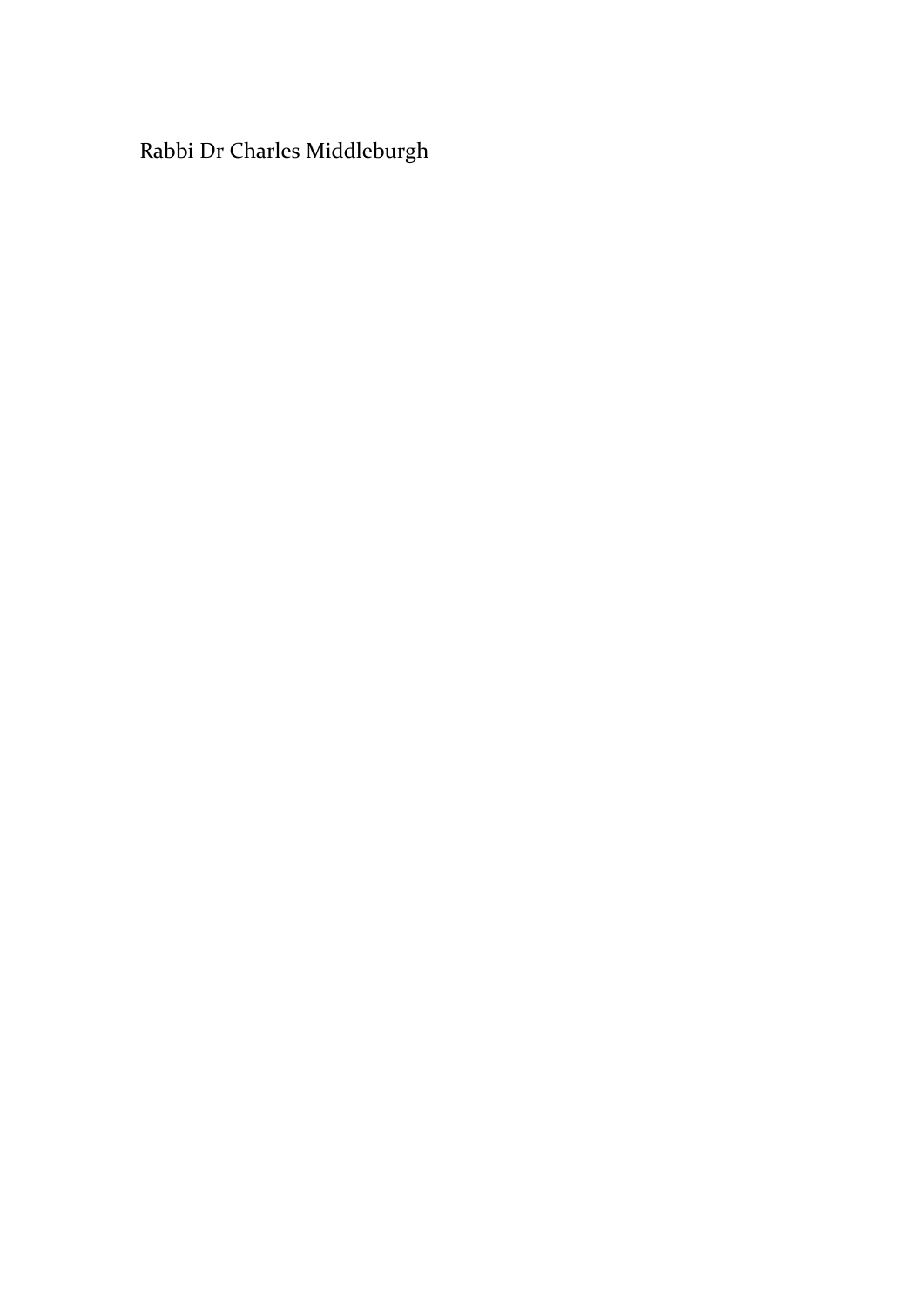Rabbi Dr Charles Middleburgh